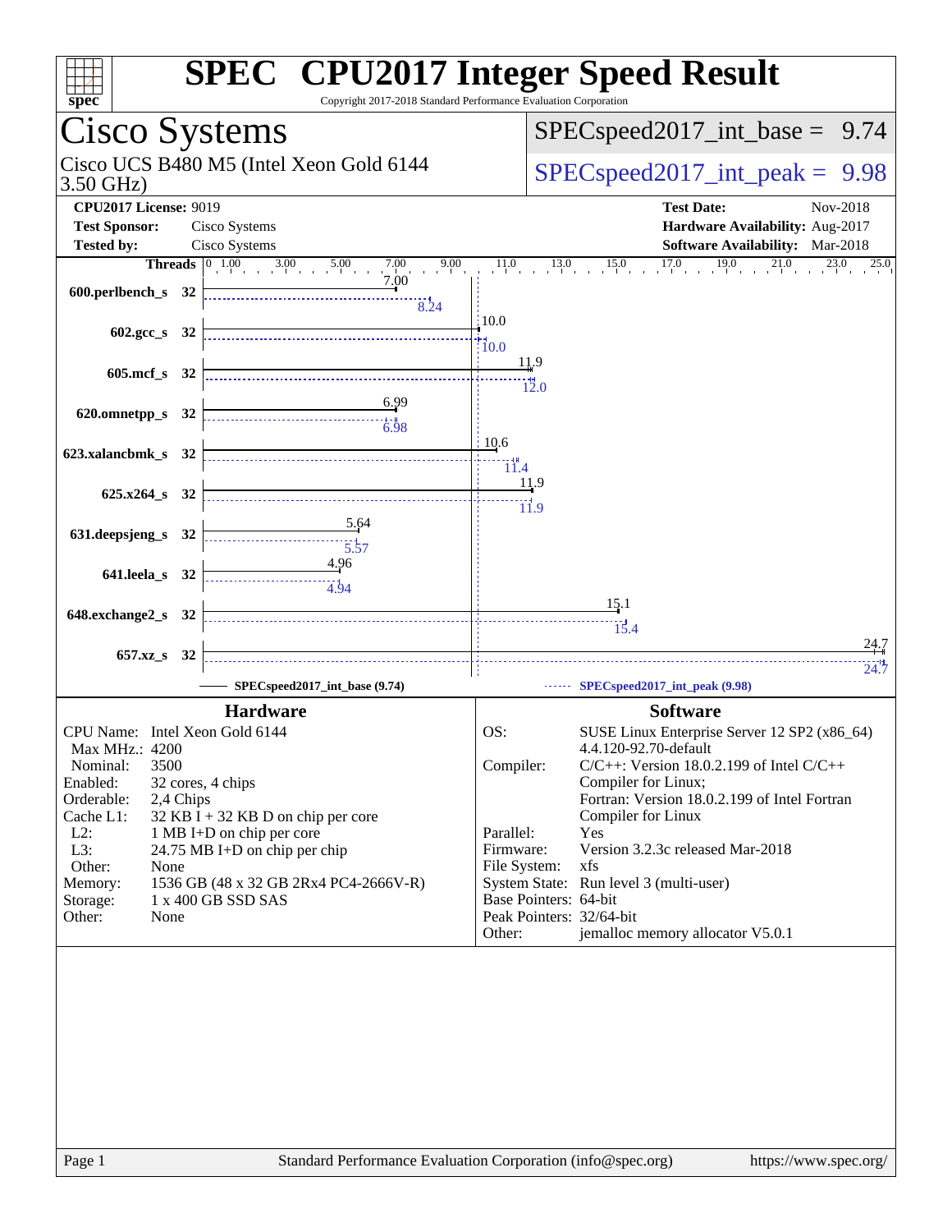# SPEC CPU2017 Integer Speed Result

Copyright 2017-2018 Standard Performance Evaluation Corporation

## Cisco Systems

Cisco UCS B480 M5 (Intel Xeon Gold 6144 3.50 GHz)

SPECspeed2017_int_base = 9.74

SPECspeed2017_int_peak = 9.98

**CPU2017 License:** 9019
**Test Sponsor:** Cisco Systems
**Tested by:** Cisco Systems

**Test Date:** Nov-2018
**Hardware Availability:** Aug-2017
**Software Availability:** Mar-2018

| Benchmark | Threads | Base | Peak |
|---|---|---|---|
| 600.perlbench_s | 32 | 7.00 | 8.24 |
| 602.gcc_s | 32 | 10.0 | 10.0 |
| 605.mcf_s | 32 | 11.9 | 12.0 |
| 620.omnetpp_s | 32 | 6.99 | 6.98 |
| 623.xalancbmk_s | 32 | 10.6 | 11.4 |
| 625.x264_s | 32 | 11.9 | 11.9 |
| 631.deepsjeng_s | 32 | 5.64 | 5.57 |
| 641.leela_s | 32 | 4.96 | 4.94 |
| 648.exchange2_s | 32 | 15.1 | 15.4 |
| 657.xz_s | 32 | 24.7 | 24.7 |

SPECspeed2017_int_base (9.74) — SPECspeed2017_int_peak (9.98)

### Hardware

- CPU Name: Intel Xeon Gold 6144
- Max MHz.: 4200
- Nominal: 3500
- Enabled: 32 cores, 4 chips
- Orderable: 2,4 Chips
- Cache L1: 32 KB I + 32 KB D on chip per core
- L2: 1 MB I+D on chip per core
- L3: 24.75 MB I+D on chip per chip
- Other: None
- Memory: 1536 GB (48 x 32 GB 2Rx4 PC4-2666V-R)
- Storage: 1 x 400 GB SSD SAS
- Other: None

### Software

- OS: SUSE Linux Enterprise Server 12 SP2 (x86_64) 4.4.120-92.70-default
- Compiler: C/C++: Version 18.0.2.199 of Intel C/C++ Compiler for Linux; Fortran: Version 18.0.2.199 of Intel Fortran Compiler for Linux
- Parallel: Yes
- Firmware: Version 3.2.3c released Mar-2018
- File System: xfs
- System State: Run level 3 (multi-user)
- Base Pointers: 64-bit
- Peak Pointers: 32/64-bit
- Other: jemalloc memory allocator V5.0.1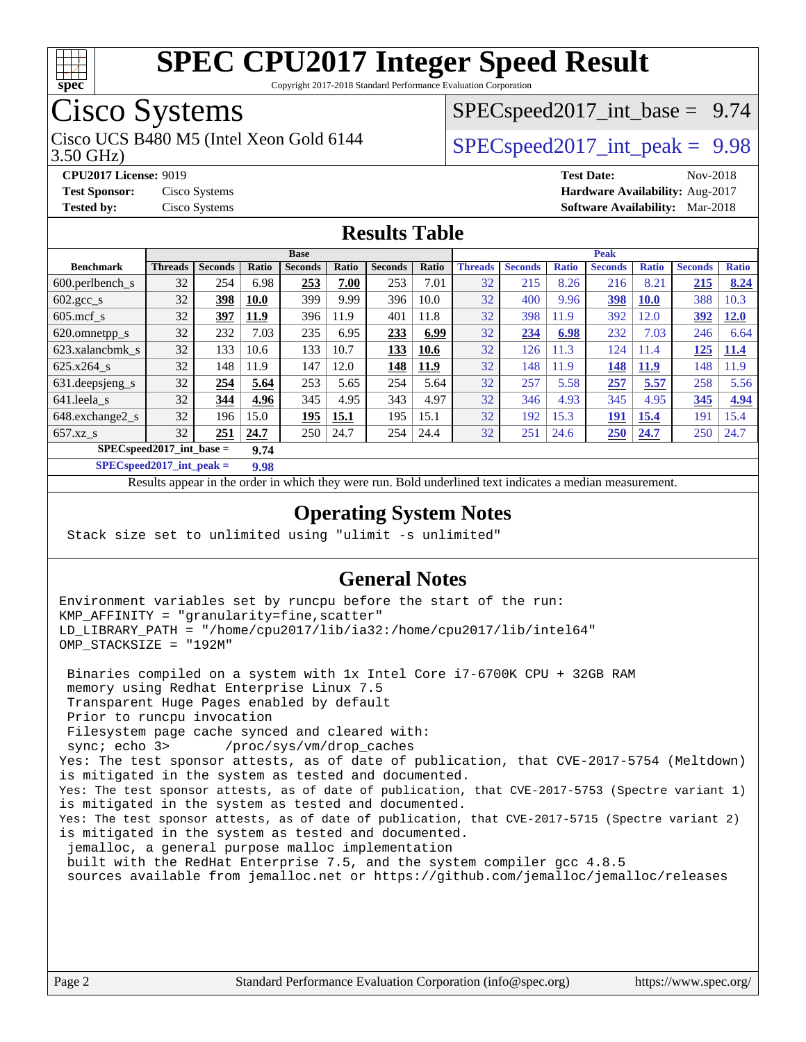# SPEC CPU2017 Integer Speed Result

Copyright 2017-2018 Standard Performance Evaluation Corporation

## Cisco Systems

Cisco UCS B480 M5 (Intel Xeon Gold 6144 3.50 GHz)

SPECspeed2017_int_base = 9.74

SPECspeed2017_int_peak = 9.98

**CPU2017 License:** 9019
**Test Sponsor:** Cisco Systems
**Tested by:** Cisco Systems

**Test Date:** Nov-2018
**Hardware Availability:** Aug-2017
**Software Availability:** Mar-2018

## Results Table

| Benchmark | Base | | | | | | | Peak | | | | | | |
|---|---|---|---|---|---|---|---|---|---|---|---|---|---|---|
| | Threads | Seconds | Ratio | Seconds | Ratio | Seconds | Ratio | Threads | Seconds | Ratio | Seconds | Ratio | Seconds | Ratio |
| 600.perlbench_s | 32 | 254 | 6.98 | **253** | **7.00** | 253 | 7.01 | 32 | 215 | 8.26 | 216 | 8.21 | **215** | **8.24** |
| 602.gcc_s | 32 | **398** | **10.0** | 399 | 9.99 | 396 | 10.0 | 32 | 400 | 9.96 | **398** | **10.0** | 388 | 10.3 |
| 605.mcf_s | 32 | **397** | **11.9** | 396 | 11.9 | 401 | 11.8 | 32 | 398 | 11.9 | 392 | 12.0 | **392** | **12.0** |
| 620.omnetpp_s | 32 | 232 | 7.03 | 235 | 6.95 | **233** | **6.99** | 32 | **234** | **6.98** | 232 | 7.03 | 246 | 6.64 |
| 623.xalancbmk_s | 32 | 133 | 10.6 | 133 | 10.7 | **133** | **10.6** | 32 | 126 | 11.3 | 124 | 11.4 | **125** | **11.4** |
| 625.x264_s | 32 | 148 | 11.9 | 147 | 12.0 | **148** | **11.9** | 32 | 148 | 11.9 | **148** | **11.9** | 148 | 11.9 |
| 631.deepsjeng_s | 32 | **254** | **5.64** | 253 | 5.65 | 254 | 5.64 | 32 | 257 | 5.58 | **257** | **5.57** | 258 | 5.56 |
| 641.leela_s | 32 | **344** | **4.96** | 345 | 4.95 | 343 | 4.97 | 32 | 346 | 4.93 | 345 | 4.95 | **345** | **4.94** |
| 648.exchange2_s | 32 | 196 | 15.0 | **195** | **15.1** | 195 | 15.1 | 32 | 192 | 15.3 | **191** | **15.4** | 191 | 15.4 |
| 657.xz_s | 32 | **251** | **24.7** | 250 | 24.7 | 254 | 24.4 | 32 | 251 | 24.6 | **250** | **24.7** | 250 | 24.7 |

**SPECspeed2017_int_base = 9.74**

**SPECspeed2017_int_peak = 9.98**

Results appear in the order in which they were run. Bold underlined text indicates a median measurement.

## Operating System Notes

```
Stack size set to unlimited using "ulimit -s unlimited"
```

## General Notes

```
Environment variables set by runcpu before the start of the run:
KMP_AFFINITY = "granularity=fine,scatter"
LD_LIBRARY_PATH = "/home/cpu2017/lib/ia32:/home/cpu2017/lib/intel64"
OMP_STACKSIZE = "192M"

 Binaries compiled on a system with 1x Intel Core i7-6700K CPU + 32GB RAM
 memory using Redhat Enterprise Linux 7.5
 Transparent Huge Pages enabled by default
 Prior to runcpu invocation
 Filesystem page cache synced and cleared with:
 sync; echo 3>       /proc/sys/vm/drop_caches
Yes: The test sponsor attests, as of date of publication, that CVE-2017-5754 (Meltdown)
is mitigated in the system as tested and documented.
Yes: The test sponsor attests, as of date of publication, that CVE-2017-5753 (Spectre variant 1)
is mitigated in the system as tested and documented.
Yes: The test sponsor attests, as of date of publication, that CVE-2017-5715 (Spectre variant 2)
is mitigated in the system as tested and documented.
 jemalloc, a general purpose malloc implementation
 built with the RedHat Enterprise 7.5, and the system compiler gcc 4.8.5
 sources available from jemalloc.net or https://github.com/jemalloc/jemalloc/releases
```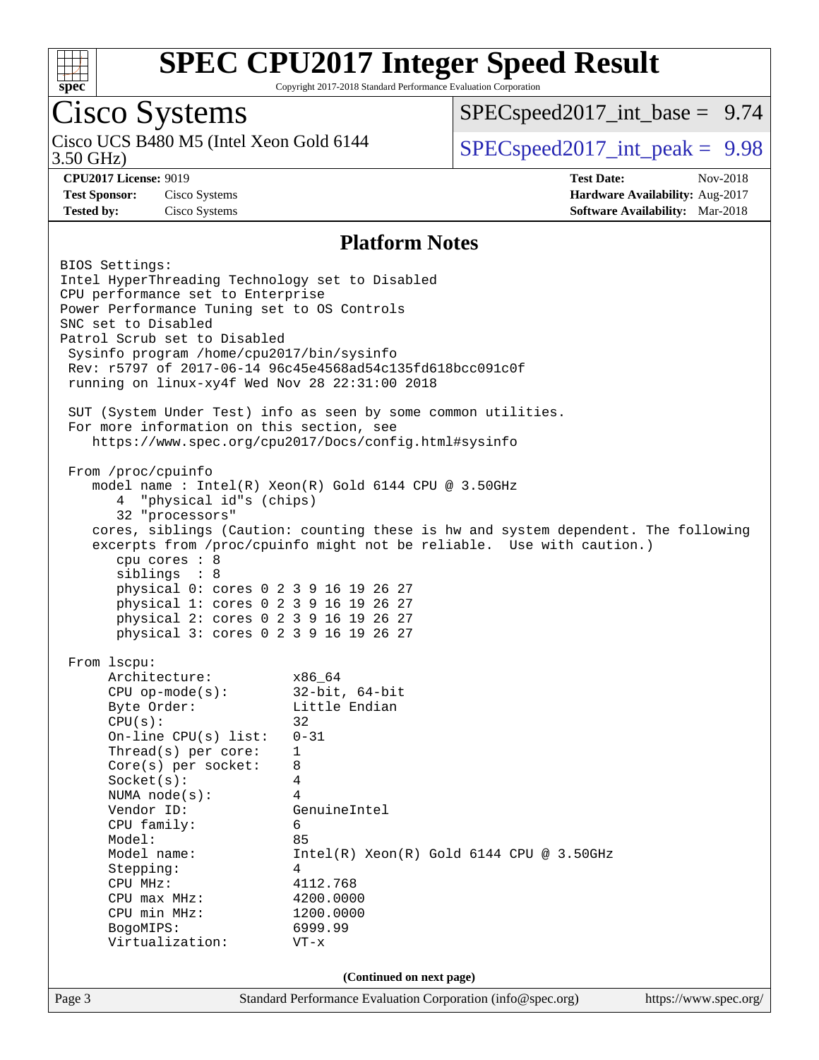# SPEC CPU2017 Integer Speed Result

Copyright 2017-2018 Standard Performance Evaluation Corporation

## Cisco Systems

Cisco UCS B480 M5 (Intel Xeon Gold 6144 3.50 GHz)

SPECspeed2017_int_base = 9.74

SPECspeed2017_int_peak = 9.98

**CPU2017 License:** 9019
**Test Sponsor:** Cisco Systems
**Tested by:** Cisco Systems

**Test Date:** Nov-2018
**Hardware Availability:** Aug-2017
**Software Availability:** Mar-2018

### Platform Notes

```
BIOS Settings:
Intel HyperThreading Technology set to Disabled
CPU performance set to Enterprise
Power Performance Tuning set to OS Controls
SNC set to Disabled
Patrol Scrub set to Disabled
 Sysinfo program /home/cpu2017/bin/sysinfo
 Rev: r5797 of 2017-06-14 96c45e4568ad54c135fd618bcc091c0f
 running on linux-xy4f Wed Nov 28 22:31:00 2018

 SUT (System Under Test) info as seen by some common utilities.
 For more information on this section, see
    https://www.spec.org/cpu2017/Docs/config.html#sysinfo

 From /proc/cpuinfo
    model name : Intel(R) Xeon(R) Gold 6144 CPU @ 3.50GHz
       4  "physical id"s (chips)
       32 "processors"
    cores, siblings (Caution: counting these is hw and system dependent. The following
    excerpts from /proc/cpuinfo might not be reliable.  Use with caution.)
       cpu cores : 8
       siblings  : 8
       physical 0: cores 0 2 3 9 16 19 26 27
       physical 1: cores 0 2 3 9 16 19 26 27
       physical 2: cores 0 2 3 9 16 19 26 27
       physical 3: cores 0 2 3 9 16 19 26 27

 From lscpu:
      Architecture:          x86_64
      CPU op-mode(s):        32-bit, 64-bit
      Byte Order:            Little Endian
      CPU(s):                32
      On-line CPU(s) list:   0-31
      Thread(s) per core:    1
      Core(s) per socket:    8
      Socket(s):             4
      NUMA node(s):          4
      Vendor ID:             GenuineIntel
      CPU family:            6
      Model:                 85
      Model name:            Intel(R) Xeon(R) Gold 6144 CPU @ 3.50GHz
      Stepping:              4
      CPU MHz:               4112.768
      CPU max MHz:           4200.0000
      CPU min MHz:           1200.0000
      BogoMIPS:              6999.99
      Virtualization:        VT-x
```

(Continued on next page)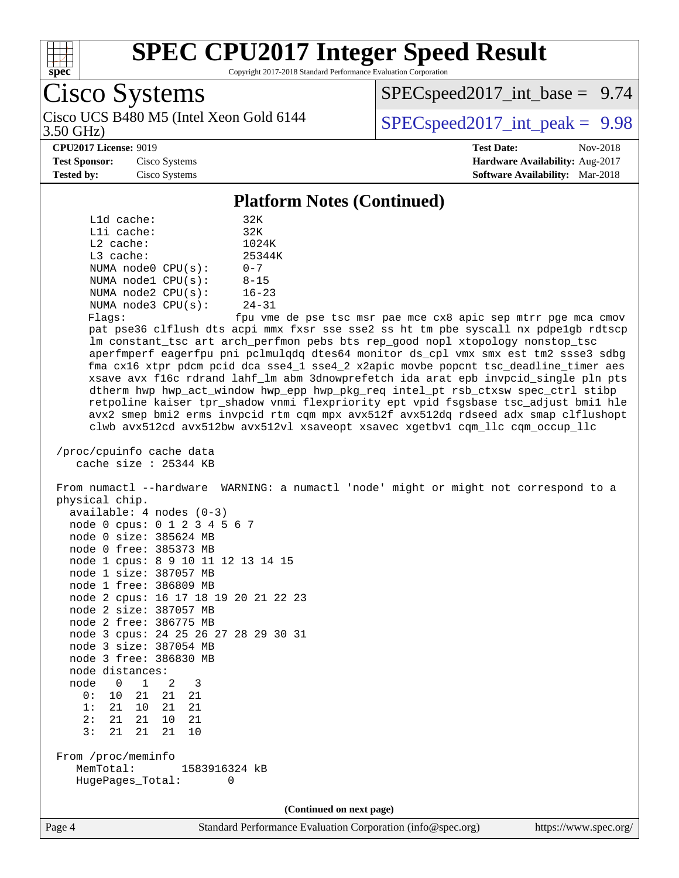# SPEC CPU2017 Integer Speed Result

Copyright 2017-2018 Standard Performance Evaluation Corporation

## Cisco Systems

Cisco UCS B480 M5 (Intel Xeon Gold 6144 3.50 GHz)

SPECspeed2017_int_base = 9.74

SPECspeed2017_int_peak = 9.98

**CPU2017 License:** 9019
**Test Sponsor:** Cisco Systems
**Tested by:** Cisco Systems

**Test Date:** Nov-2018
**Hardware Availability:** Aug-2017
**Software Availability:** Mar-2018

### Platform Notes (Continued)

```
     L1d cache:             32K
     L1i cache:             32K
     L2 cache:              1024K
     L3 cache:              25344K
     NUMA node0 CPU(s):     0-7
     NUMA node1 CPU(s):     8-15
     NUMA node2 CPU(s):     16-23
     NUMA node3 CPU(s):     24-31
     Flags:                 fpu vme de pse tsc msr pae mce cx8 apic sep mtrr pge mca cmov
     pat pse36 clflush dts acpi mmx fxsr sse sse2 ss ht tm pbe syscall nx pdpe1gb rdtscp
     lm constant_tsc art arch_perfmon pebs bts rep_good nopl xtopology nonstop_tsc
     aperfmperf eagerfpu pni pclmulqdq dtes64 monitor ds_cpl vmx smx est tm2 ssse3 sdbg
     fma cx16 xtpr pdcm pcid dca sse4_1 sse4_2 x2apic movbe popcnt tsc_deadline_timer aes
     xsave avx f16c rdrand lahf_lm abm 3dnowprefetch ida arat epb invpcid_single pln pts
     dtherm hwp hwp_act_window hwp_epp hwp_pkg_req intel_pt rsb_ctxsw spec_ctrl stibp
     retpoline kaiser tpr_shadow vnmi flexpriority ept vpid fsgsbase tsc_adjust bmi1 hle
     avx2 smep bmi2 erms invpcid rtm cqm mpx avx512f avx512dq rdseed adx smap clflushopt
     clwb avx512cd avx512bw avx512vl xsaveopt xsavec xgetbv1 cqm_llc cqm_occup_llc

 /proc/cpuinfo cache data
    cache size : 25344 KB

 From numactl --hardware  WARNING: a numactl 'node' might or might not correspond to a
 physical chip.
   available: 4 nodes (0-3)
   node 0 cpus: 0 1 2 3 4 5 6 7
   node 0 size: 385624 MB
   node 0 free: 385373 MB
   node 1 cpus: 8 9 10 11 12 13 14 15
   node 1 size: 387057 MB
   node 1 free: 386809 MB
   node 2 cpus: 16 17 18 19 20 21 22 23
   node 2 size: 387057 MB
   node 2 free: 386775 MB
   node 3 cpus: 24 25 26 27 28 29 30 31
   node 3 size: 387054 MB
   node 3 free: 386830 MB
   node distances:
   node   0   1   2   3
     0:  10  21  21  21
     1:  21  10  21  21
     2:  21  21  10  21
     3:  21  21  21  10

 From /proc/meminfo
    MemTotal:       1583916324 kB
    HugePages_Total:       0
```

(Continued on next page)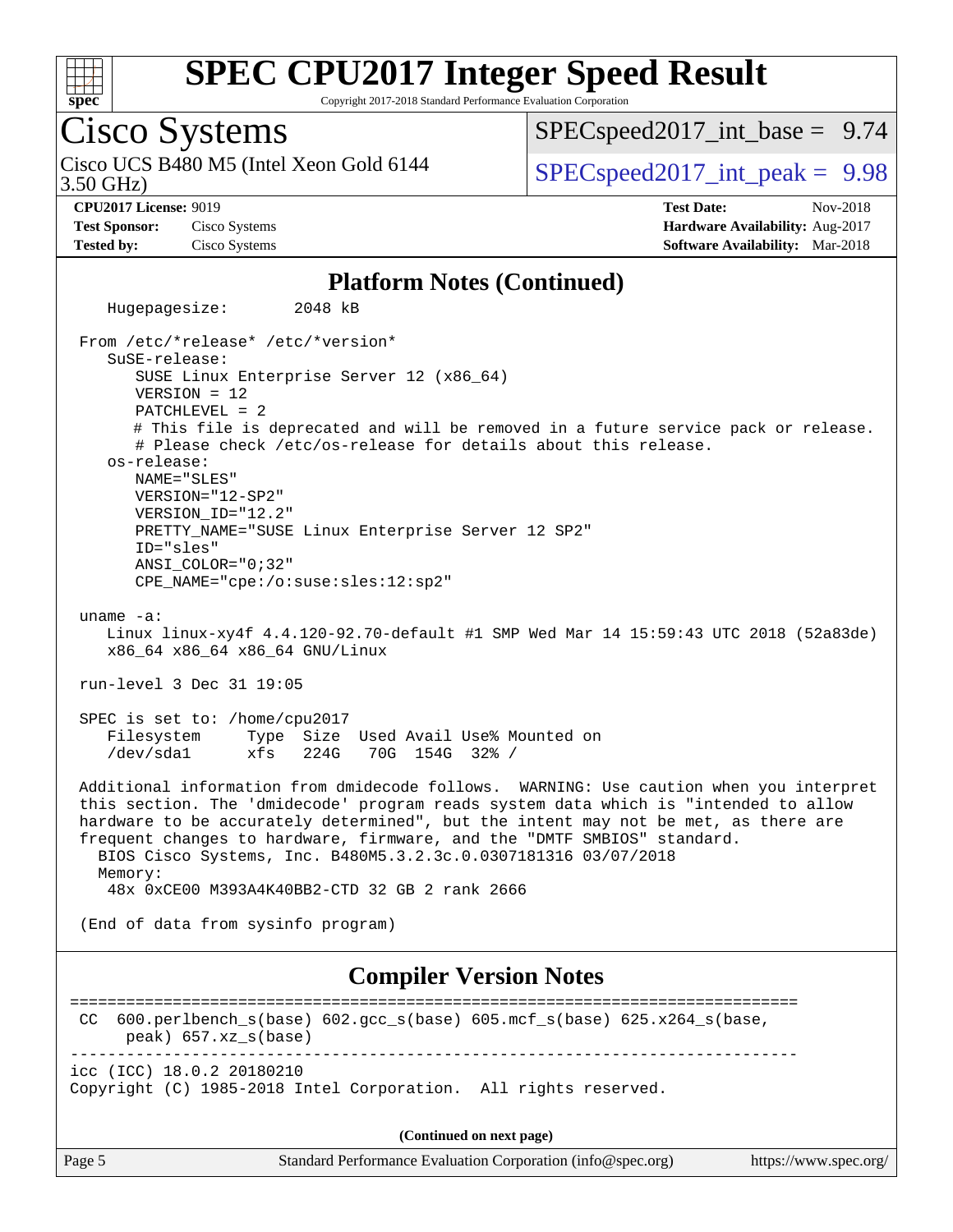# SPEC CPU2017 Integer Speed Result

Copyright 2017-2018 Standard Performance Evaluation Corporation

## Cisco Systems

Cisco UCS B480 M5 (Intel Xeon Gold 6144 3.50 GHz)

SPECspeed2017_int_base = 9.74

SPECspeed2017_int_peak = 9.98

**CPU2017 License:** 9019
**Test Sponsor:** Cisco Systems
**Tested by:** Cisco Systems

**Test Date:** Nov-2018
**Hardware Availability:** Aug-2017
**Software Availability:** Mar-2018

### Platform Notes (Continued)

```
   Hugepagesize:        2048 kB

 From /etc/*release* /etc/*version*
    SuSE-release:
       SUSE Linux Enterprise Server 12 (x86_64)
       VERSION = 12
       PATCHLEVEL = 2
       # This file is deprecated and will be removed in a future service pack or release.
       # Please check /etc/os-release for details about this release.
    os-release:
       NAME="SLES"
       VERSION="12-SP2"
       VERSION_ID="12.2"
       PRETTY_NAME="SUSE Linux Enterprise Server 12 SP2"
       ID="sles"
       ANSI_COLOR="0;32"
       CPE_NAME="cpe:/o:suse:sles:12:sp2"

 uname -a:
    Linux linux-xy4f 4.4.120-92.70-default #1 SMP Wed Mar 14 15:59:43 UTC 2018 (52a83de)
    x86_64 x86_64 x86_64 GNU/Linux

 run-level 3 Dec 31 19:05

 SPEC is set to: /home/cpu2017
    Filesystem     Type  Size  Used Avail Use% Mounted on
    /dev/sda1      xfs   224G   70G  154G  32% /

 Additional information from dmidecode follows.  WARNING: Use caution when you interpret
 this section. The 'dmidecode' program reads system data which is "intended to allow
 hardware to be accurately determined", but the intent may not be met, as there are
 frequent changes to hardware, firmware, and the "DMTF SMBIOS" standard.
   BIOS Cisco Systems, Inc. B480M5.3.2.3c.0.0307181316 03/07/2018
   Memory:
    48x 0xCE00 M393A4K40BB2-CTD 32 GB 2 rank 2666

 (End of data from sysinfo program)
```

### Compiler Version Notes

```
==============================================================================
 CC  600.perlbench_s(base) 602.gcc_s(base) 605.mcf_s(base) 625.x264_s(base,
      peak) 657.xz_s(base)
------------------------------------------------------------------------------
icc (ICC) 18.0.2 20180210
Copyright (C) 1985-2018 Intel Corporation.  All rights reserved.
```

(Continued on next page)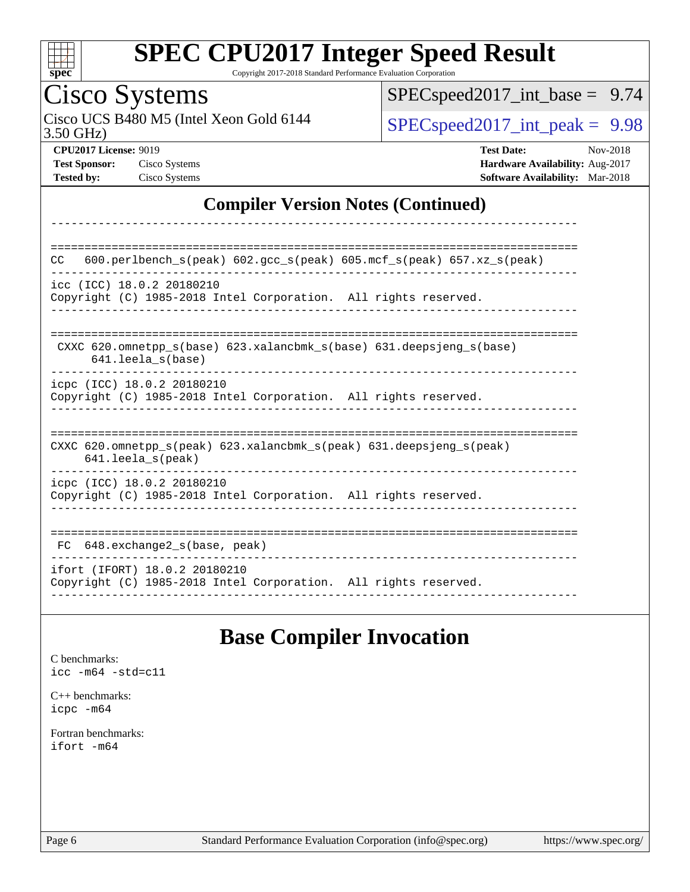## Compiler Version Notes (Continued)

```
------------------------------------------------------------------------------

==============================================================================
CC   600.perlbench_s(peak) 602.gcc_s(peak) 605.mcf_s(peak) 657.xz_s(peak)
------------------------------------------------------------------------------
icc (ICC) 18.0.2 20180210
Copyright (C) 1985-2018 Intel Corporation.  All rights reserved.
------------------------------------------------------------------------------

==============================================================================
 CXXC 620.omnetpp_s(base) 623.xalancbmk_s(base) 631.deepsjeng_s(base)
      641.leela_s(base)
------------------------------------------------------------------------------
icpc (ICC) 18.0.2 20180210
Copyright (C) 1985-2018 Intel Corporation.  All rights reserved.
------------------------------------------------------------------------------

==============================================================================
CXXC 620.omnetpp_s(peak) 623.xalancbmk_s(peak) 631.deepsjeng_s(peak)
     641.leela_s(peak)
------------------------------------------------------------------------------
icpc (ICC) 18.0.2 20180210
Copyright (C) 1985-2018 Intel Corporation.  All rights reserved.
------------------------------------------------------------------------------

==============================================================================
 FC  648.exchange2_s(base, peak)
------------------------------------------------------------------------------
ifort (IFORT) 18.0.2 20180210
Copyright (C) 1985-2018 Intel Corporation.  All rights reserved.
------------------------------------------------------------------------------
```

## Base Compiler Invocation

C benchmarks:
```
icc -m64 -std=c11
```

C++ benchmarks:
```
icpc -m64
```

Fortran benchmarks:
```
ifort -m64
```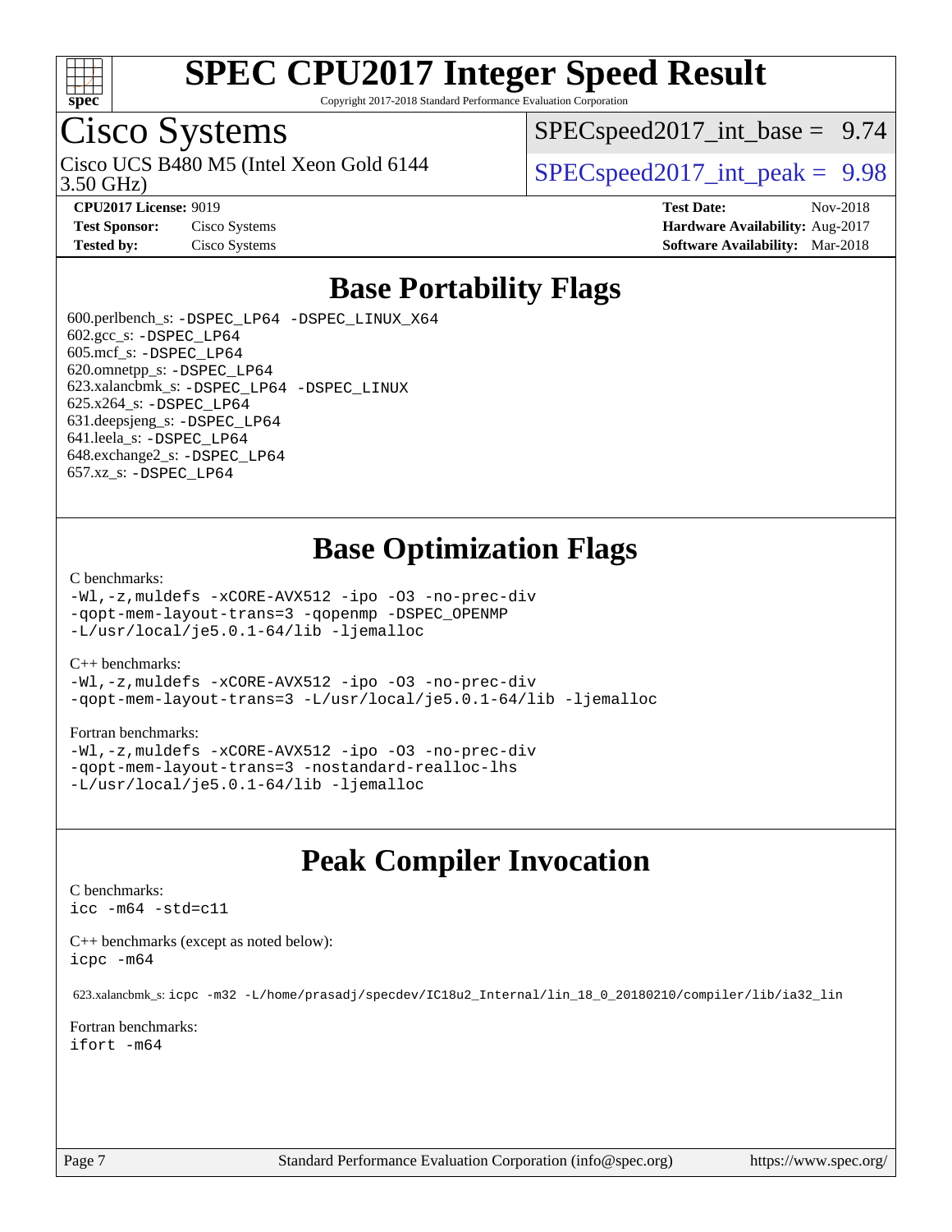# SPEC CPU2017 Integer Speed Result

Copyright 2017-2018 Standard Performance Evaluation Corporation

## Cisco Systems

Cisco UCS B480 M5 (Intel Xeon Gold 6144 3.50 GHz)

SPECspeed2017_int_base = 9.74

SPECspeed2017_int_peak = 9.98

**CPU2017 License:** 9019
**Test Sponsor:** Cisco Systems
**Tested by:** Cisco Systems

**Test Date:** Nov-2018
**Hardware Availability:** Aug-2017
**Software Availability:** Mar-2018

## Base Portability Flags

600.perlbench_s: `-DSPEC_LP64 -DSPEC_LINUX_X64`
602.gcc_s: `-DSPEC_LP64`
605.mcf_s: `-DSPEC_LP64`
620.omnetpp_s: `-DSPEC_LP64`
623.xalancbmk_s: `-DSPEC_LP64 -DSPEC_LINUX`
625.x264_s: `-DSPEC_LP64`
631.deepsjeng_s: `-DSPEC_LP64`
641.leela_s: `-DSPEC_LP64`
648.exchange2_s: `-DSPEC_LP64`
657.xz_s: `-DSPEC_LP64`

## Base Optimization Flags

C benchmarks:

```
-Wl,-z,muldefs -xCORE-AVX512 -ipo -O3 -no-prec-div
-qopt-mem-layout-trans=3 -qopenmp -DSPEC_OPENMP
-L/usr/local/je5.0.1-64/lib -ljemalloc
```

C++ benchmarks:

```
-Wl,-z,muldefs -xCORE-AVX512 -ipo -O3 -no-prec-div
-qopt-mem-layout-trans=3 -L/usr/local/je5.0.1-64/lib -ljemalloc
```

Fortran benchmarks:

```
-Wl,-z,muldefs -xCORE-AVX512 -ipo -O3 -no-prec-div
-qopt-mem-layout-trans=3 -nostandard-realloc-lhs
-L/usr/local/je5.0.1-64/lib -ljemalloc
```

## Peak Compiler Invocation

C benchmarks:

```
icc -m64 -std=c11
```

C++ benchmarks (except as noted below):

```
icpc -m64
```

623.xalancbmk_s: `icpc -m32 -L/home/prasadj/specdev/IC18u2_Internal/lin_18_0_20180210/compiler/lib/ia32_lin`

Fortran benchmarks:

```
ifort -m64
```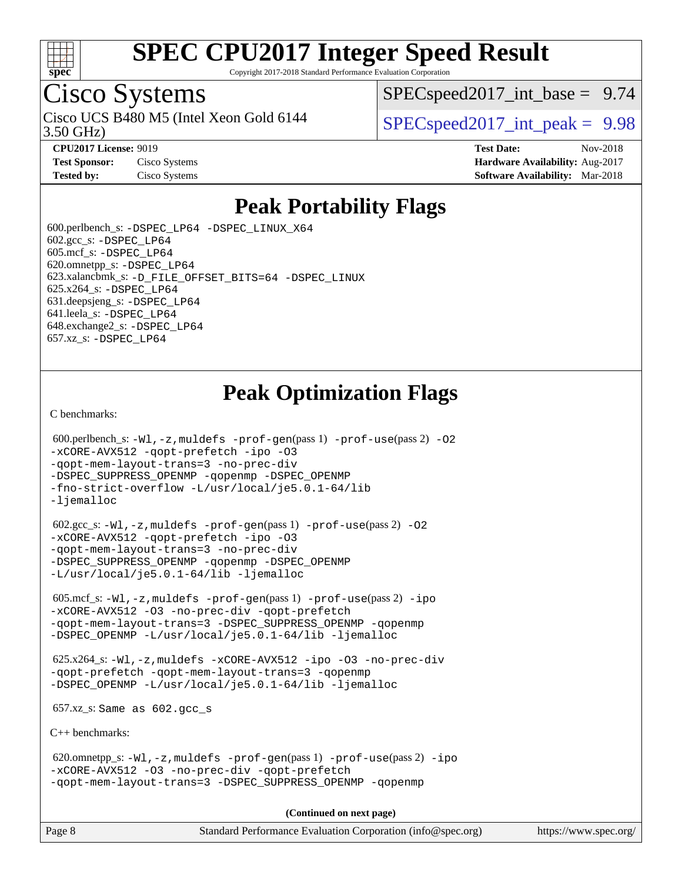# SPEC CPU2017 Integer Speed Result

Copyright 2017-2018 Standard Performance Evaluation Corporation

## Cisco Systems

Cisco UCS B480 M5 (Intel Xeon Gold 6144 3.50 GHz)

SPECspeed2017_int_base = 9.74

SPECspeed2017_int_peak = 9.98

**CPU2017 License:** 9019
**Test Sponsor:** Cisco Systems
**Tested by:** Cisco Systems

**Test Date:** Nov-2018
**Hardware Availability:** Aug-2017
**Software Availability:** Mar-2018

## Peak Portability Flags

600.perlbench_s: -DSPEC_LP64 -DSPEC_LINUX_X64
602.gcc_s: -DSPEC_LP64
605.mcf_s: -DSPEC_LP64
620.omnetpp_s: -DSPEC_LP64
623.xalancbmk_s: -D_FILE_OFFSET_BITS=64 -DSPEC_LINUX
625.x264_s: -DSPEC_LP64
631.deepsjeng_s: -DSPEC_LP64
641.leela_s: -DSPEC_LP64
648.exchange2_s: -DSPEC_LP64
657.xz_s: -DSPEC_LP64

## Peak Optimization Flags

C benchmarks:

600.perlbench_s: -Wl,-z,muldefs -prof-gen(pass 1) -prof-use(pass 2) -O2 -xCORE-AVX512 -qopt-prefetch -ipo -O3 -qopt-mem-layout-trans=3 -no-prec-div -DSPEC_SUPPRESS_OPENMP -qopenmp -DSPEC_OPENMP -fno-strict-overflow -L/usr/local/je5.0.1-64/lib -ljemalloc

602.gcc_s: -Wl,-z,muldefs -prof-gen(pass 1) -prof-use(pass 2) -O2 -xCORE-AVX512 -qopt-prefetch -ipo -O3 -qopt-mem-layout-trans=3 -no-prec-div -DSPEC_SUPPRESS_OPENMP -qopenmp -DSPEC_OPENMP -L/usr/local/je5.0.1-64/lib -ljemalloc

605.mcf_s: -Wl,-z,muldefs -prof-gen(pass 1) -prof-use(pass 2) -ipo -xCORE-AVX512 -O3 -no-prec-div -qopt-prefetch -qopt-mem-layout-trans=3 -DSPEC_SUPPRESS_OPENMP -qopenmp -DSPEC_OPENMP -L/usr/local/je5.0.1-64/lib -ljemalloc

625.x264_s: -Wl,-z,muldefs -xCORE-AVX512 -ipo -O3 -no-prec-div -qopt-prefetch -qopt-mem-layout-trans=3 -qopenmp -DSPEC_OPENMP -L/usr/local/je5.0.1-64/lib -ljemalloc

657.xz_s: Same as 602.gcc_s

C++ benchmarks:

620.omnetpp_s: -Wl,-z,muldefs -prof-gen(pass 1) -prof-use(pass 2) -ipo -xCORE-AVX512 -O3 -no-prec-div -qopt-prefetch -qopt-mem-layout-trans=3 -DSPEC_SUPPRESS_OPENMP -qopenmp

**(Continued on next page)**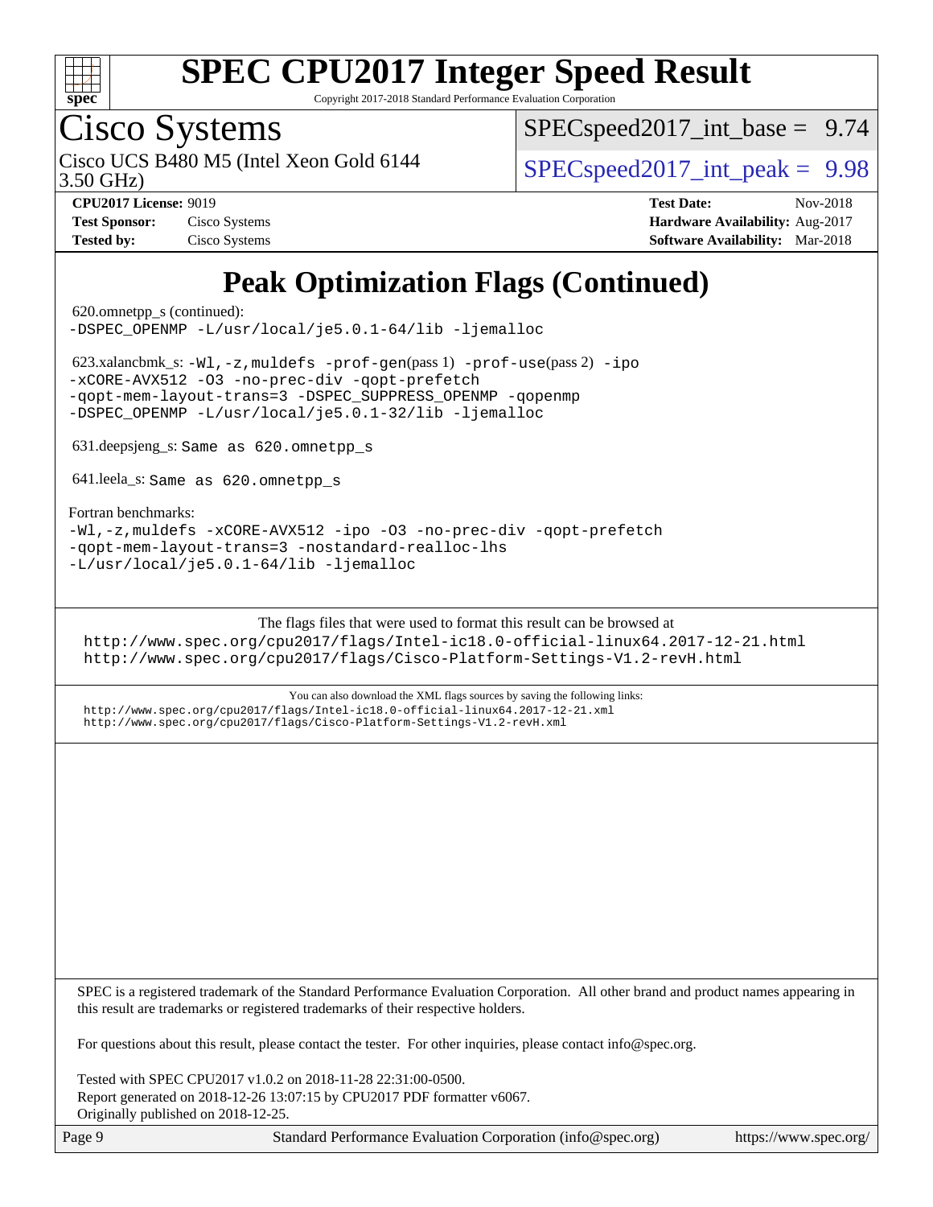# Peak Optimization Flags (Continued)

620.omnetpp_s (continued):
-DSPEC_OPENMP -L/usr/local/je5.0.1-64/lib -ljemalloc

623.xalancbmk_s: -Wl,-z,muldefs -prof-gen(pass 1) -prof-use(pass 2) -ipo
-xCORE-AVX512 -O3 -no-prec-div -qopt-prefetch
-qopt-mem-layout-trans=3 -DSPEC_SUPPRESS_OPENMP -qopenmp
-DSPEC_OPENMP -L/usr/local/je5.0.1-32/lib -ljemalloc

631.deepsjeng_s: Same as 620.omnetpp_s

641.leela_s: Same as 620.omnetpp_s

Fortran benchmarks:
-Wl,-z,muldefs -xCORE-AVX512 -ipo -O3 -no-prec-div -qopt-prefetch
-qopt-mem-layout-trans=3 -nostandard-realloc-lhs
-L/usr/local/je5.0.1-64/lib -ljemalloc

The flags files that were used to format this result can be browsed at
http://www.spec.org/cpu2017/flags/Intel-ic18.0-official-linux64.2017-12-21.html
http://www.spec.org/cpu2017/flags/Cisco-Platform-Settings-V1.2-revH.html

You can also download the XML flags sources by saving the following links:
http://www.spec.org/cpu2017/flags/Intel-ic18.0-official-linux64.2017-12-21.xml
http://www.spec.org/cpu2017/flags/Cisco-Platform-Settings-V1.2-revH.xml

SPEC is a registered trademark of the Standard Performance Evaluation Corporation. All other brand and product names appearing in this result are trademarks or registered trademarks of their respective holders.

For questions about this result, please contact the tester. For other inquiries, please contact info@spec.org.

Tested with SPEC CPU2017 v1.0.2 on 2018-11-28 22:31:00-0500.
Report generated on 2018-12-26 13:07:15 by CPU2017 PDF formatter v6067.
Originally published on 2018-12-25.